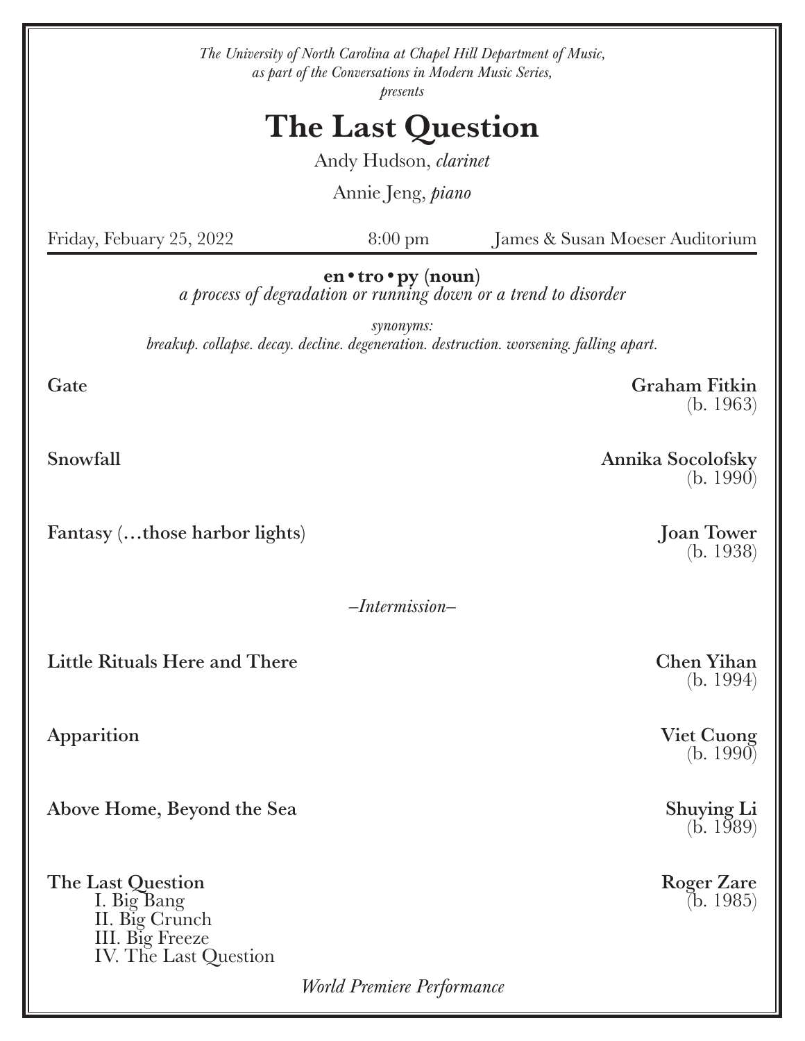*The University of North Carolina at Chapel Hill Department of Music, as part of the Conversations in Modern Music Series, presents*

# The Last Question

Andy Hudson, *clarinet*

Annie Jeng, *piano*

Friday, Febuary 25, 2022 | 8:00 pm | James & Susan Moeser Auditorium

---

**en•tro•py (noun)**
*a process of degradation or running down or a trend to disorder*

*synonyms:*
*breakup. collapse. decay. decline. degeneration. destruction. worsening. falling apart.*

**Gate** — **Graham Fitkin** (b. 1963)

**Snowfall** — **Annika Socolofsky** (b. 1990)

**Fantasy (…those harbor lights)** — **Joan Tower** (b. 1938)

*–Intermission–*

**Little Rituals Here and There** — **Chen Yihan** (b. 1994)

**Apparition** — **Viet Cuong** (b. 1990)

**Above Home, Beyond the Sea** — **Shuying Li** (b. 1989)

**The Last Question** — **Roger Zare** (b. 1985)

I. Big Bang
II. Big Crunch
III. Big Freeze
IV. The Last Question

*World Premiere Performance*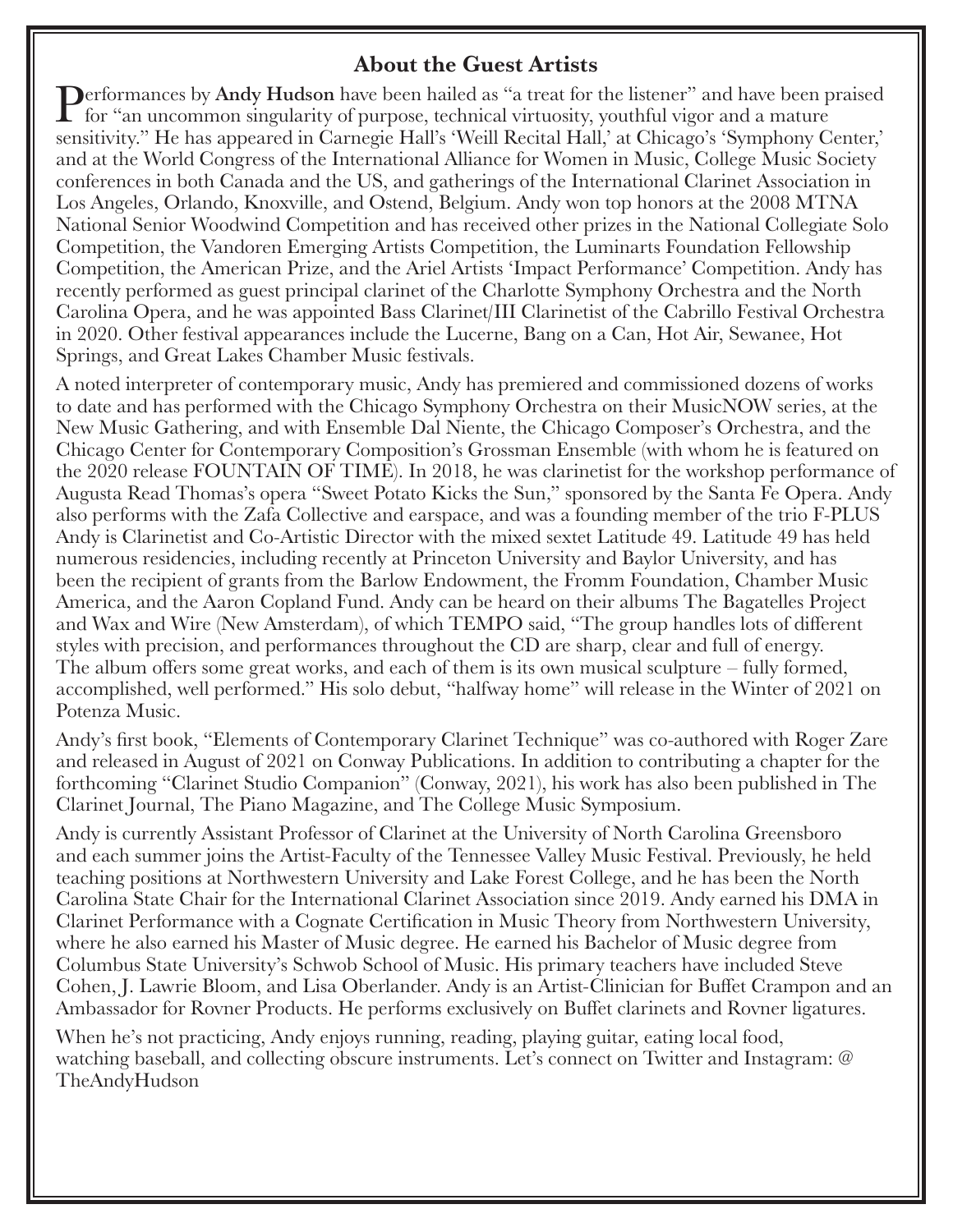## About the Guest Artists

Performances by **Andy Hudson** have been hailed as "a treat for the listener" and have been praised for "an uncommon singularity of purpose, technical virtuosity, youthful vigor and a mature sensitivity." He has appeared in Carnegie Hall's 'Weill Recital Hall,' at Chicago's 'Symphony Center,' and at the World Congress of the International Alliance for Women in Music, College Music Society conferences in both Canada and the US, and gatherings of the International Clarinet Association in Los Angeles, Orlando, Knoxville, and Ostend, Belgium. Andy won top honors at the 2008 MTNA National Senior Woodwind Competition and has received other prizes in the National Collegiate Solo Competition, the Vandoren Emerging Artists Competition, the Luminarts Foundation Fellowship Competition, the American Prize, and the Ariel Artists 'Impact Performance' Competition. Andy has recently performed as guest principal clarinet of the Charlotte Symphony Orchestra and the North Carolina Opera, and he was appointed Bass Clarinet/III Clarinetist of the Cabrillo Festival Orchestra in 2020. Other festival appearances include the Lucerne, Bang on a Can, Hot Air, Sewanee, Hot Springs, and Great Lakes Chamber Music festivals.

A noted interpreter of contemporary music, Andy has premiered and commissioned dozens of works to date and has performed with the Chicago Symphony Orchestra on their MusicNOW series, at the New Music Gathering, and with Ensemble Dal Niente, the Chicago Composer's Orchestra, and the Chicago Center for Contemporary Composition's Grossman Ensemble (with whom he is featured on the 2020 release FOUNTAIN OF TIME). In 2018, he was clarinetist for the workshop performance of Augusta Read Thomas's opera "Sweet Potato Kicks the Sun," sponsored by the Santa Fe Opera. Andy also performs with the Zafa Collective and earspace, and was a founding member of the trio F-PLUS Andy is Clarinetist and Co-Artistic Director with the mixed sextet Latitude 49. Latitude 49 has held numerous residencies, including recently at Princeton University and Baylor University, and has been the recipient of grants from the Barlow Endowment, the Fromm Foundation, Chamber Music America, and the Aaron Copland Fund. Andy can be heard on their albums The Bagatelles Project and Wax and Wire (New Amsterdam), of which TEMPO said, "The group handles lots of different styles with precision, and performances throughout the CD are sharp, clear and full of energy. The album offers some great works, and each of them is its own musical sculpture – fully formed, accomplished, well performed." His solo debut, "halfway home" will release in the Winter of 2021 on Potenza Music.

Andy's first book, "Elements of Contemporary Clarinet Technique" was co-authored with Roger Zare and released in August of 2021 on Conway Publications. In addition to contributing a chapter for the forthcoming "Clarinet Studio Companion" (Conway, 2021), his work has also been published in The Clarinet Journal, The Piano Magazine, and The College Music Symposium.

Andy is currently Assistant Professor of Clarinet at the University of North Carolina Greensboro and each summer joins the Artist-Faculty of the Tennessee Valley Music Festival. Previously, he held teaching positions at Northwestern University and Lake Forest College, and he has been the North Carolina State Chair for the International Clarinet Association since 2019. Andy earned his DMA in Clarinet Performance with a Cognate Certification in Music Theory from Northwestern University, where he also earned his Master of Music degree. He earned his Bachelor of Music degree from Columbus State University's Schwob School of Music. His primary teachers have included Steve Cohen, J. Lawrie Bloom, and Lisa Oberlander. Andy is an Artist-Clinician for Buffet Crampon and an Ambassador for Rovner Products. He performs exclusively on Buffet clarinets and Rovner ligatures.

When he's not practicing, Andy enjoys running, reading, playing guitar, eating local food, watching baseball, and collecting obscure instruments. Let's connect on Twitter and Instagram: @ TheAndyHudson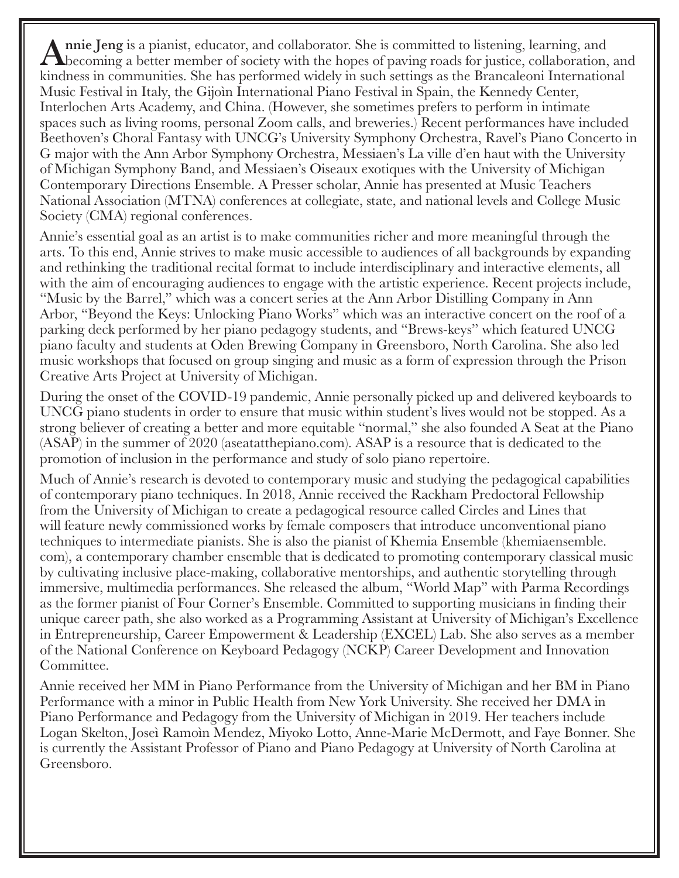**Annie Jeng** is a pianist, educator, and collaborator. She is committed to listening, learning, and becoming a better member of society with the hopes of paving roads for justice, collaboration, and kindness in communities. She has performed widely in such settings as the Brancaleoni International Music Festival in Italy, the Gijòn International Piano Festival in Spain, the Kennedy Center, Interlochen Arts Academy, and China. (However, she sometimes prefers to perform in intimate spaces such as living rooms, personal Zoom calls, and breweries.) Recent performances have included Beethoven's Choral Fantasy with UNCG's University Symphony Orchestra, Ravel's Piano Concerto in G major with the Ann Arbor Symphony Orchestra, Messiaen's La ville d'en haut with the University of Michigan Symphony Band, and Messiaen's Oiseaux exotiques with the University of Michigan Contemporary Directions Ensemble. A Presser scholar, Annie has presented at Music Teachers National Association (MTNA) conferences at collegiate, state, and national levels and College Music Society (CMA) regional conferences.

Annie's essential goal as an artist is to make communities richer and more meaningful through the arts. To this end, Annie strives to make music accessible to audiences of all backgrounds by expanding and rethinking the traditional recital format to include interdisciplinary and interactive elements, all with the aim of encouraging audiences to engage with the artistic experience. Recent projects include, "Music by the Barrel," which was a concert series at the Ann Arbor Distilling Company in Ann Arbor, "Beyond the Keys: Unlocking Piano Works" which was an interactive concert on the roof of a parking deck performed by her piano pedagogy students, and "Brews-keys" which featured UNCG piano faculty and students at Oden Brewing Company in Greensboro, North Carolina. She also led music workshops that focused on group singing and music as a form of expression through the Prison Creative Arts Project at University of Michigan.

During the onset of the COVID-19 pandemic, Annie personally picked up and delivered keyboards to UNCG piano students in order to ensure that music within student's lives would not be stopped. As a strong believer of creating a better and more equitable "normal," she also founded A Seat at the Piano (ASAP) in the summer of 2020 (aseatatthepiano.com). ASAP is a resource that is dedicated to the promotion of inclusion in the performance and study of solo piano repertoire.

Much of Annie's research is devoted to contemporary music and studying the pedagogical capabilities of contemporary piano techniques. In 2018, Annie received the Rackham Predoctoral Fellowship from the University of Michigan to create a pedagogical resource called Circles and Lines that will feature newly commissioned works by female composers that introduce unconventional piano techniques to intermediate pianists. She is also the pianist of Khemia Ensemble (khemiaensemble.com), a contemporary chamber ensemble that is dedicated to promoting contemporary classical music by cultivating inclusive place-making, collaborative mentorships, and authentic storytelling through immersive, multimedia performances. She released the album, "World Map" with Parma Recordings as the former pianist of Four Corner's Ensemble. Committed to supporting musicians in finding their unique career path, she also worked as a Programming Assistant at University of Michigan's Excellence in Entrepreneurship, Career Empowerment & Leadership (EXCEL) Lab. She also serves as a member of the National Conference on Keyboard Pedagogy (NCKP) Career Development and Innovation Committee.

Annie received her MM in Piano Performance from the University of Michigan and her BM in Piano Performance with a minor in Public Health from New York University. She received her DMA in Piano Performance and Pedagogy from the University of Michigan in 2019. Her teachers include Logan Skelton, Joseì Ramoìn Mendez, Miyoko Lotto, Anne-Marie McDermott, and Faye Bonner. She is currently the Assistant Professor of Piano and Piano Pedagogy at University of North Carolina at Greensboro.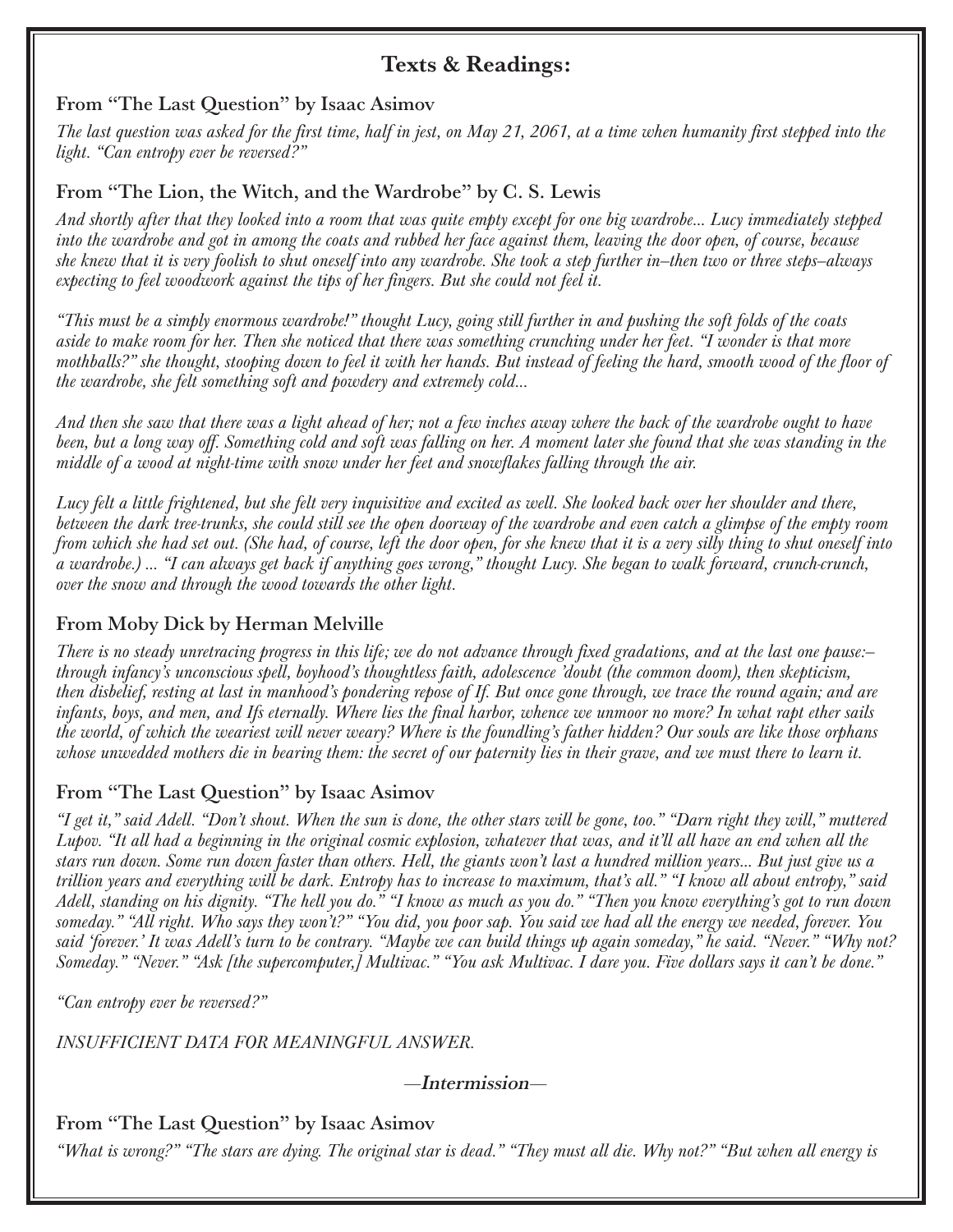## Texts & Readings:

### From "The Last Question" by Isaac Asimov

*The last question was asked for the first time, half in jest, on May 21, 2061, at a time when humanity first stepped into the light. "Can entropy ever be reversed?"*

### From "The Lion, the Witch, and the Wardrobe" by C. S. Lewis

*And shortly after that they looked into a room that was quite empty except for one big wardrobe... Lucy immediately stepped into the wardrobe and got in among the coats and rubbed her face against them, leaving the door open, of course, because she knew that it is very foolish to shut oneself into any wardrobe. She took a step further in–then two or three steps–always expecting to feel woodwork against the tips of her fingers. But she could not feel it.*

*"This must be a simply enormous wardrobe!" thought Lucy, going still further in and pushing the soft folds of the coats aside to make room for her. Then she noticed that there was something crunching under her feet. "I wonder is that more mothballs?" she thought, stooping down to feel it with her hands. But instead of feeling the hard, smooth wood of the floor of the wardrobe, she felt something soft and powdery and extremely cold...*

*And then she saw that there was a light ahead of her; not a few inches away where the back of the wardrobe ought to have been, but a long way off. Something cold and soft was falling on her. A moment later she found that she was standing in the middle of a wood at night-time with snow under her feet and snowflakes falling through the air.*

*Lucy felt a little frightened, but she felt very inquisitive and excited as well. She looked back over her shoulder and there, between the dark tree-trunks, she could still see the open doorway of the wardrobe and even catch a glimpse of the empty room from which she had set out. (She had, of course, left the door open, for she knew that it is a very silly thing to shut oneself into a wardrobe.) ... "I can always get back if anything goes wrong," thought Lucy. She began to walk forward, crunch-crunch, over the snow and through the wood towards the other light.*

### From Moby Dick by Herman Melville

*There is no steady unretracing progress in this life; we do not advance through fixed gradations, and at the last one pause:– through infancy's unconscious spell, boyhood's thoughtless faith, adolescence 'doubt (the common doom), then skepticism, then disbelief, resting at last in manhood's pondering repose of If. But once gone through, we trace the round again; and are infants, boys, and men, and Ifs eternally. Where lies the final harbor, whence we unmoor no more? In what rapt ether sails the world, of which the weariest will never weary? Where is the foundling's father hidden? Our souls are like those orphans whose unwedded mothers die in bearing them: the secret of our paternity lies in their grave, and we must there to learn it.*

### From "The Last Question" by Isaac Asimov

*"I get it," said Adell. "Don't shout. When the sun is done, the other stars will be gone, too." "Darn right they will," muttered Lupov. "It all had a beginning in the original cosmic explosion, whatever that was, and it'll all have an end when all the stars run down. Some run down faster than others. Hell, the giants won't last a hundred million years... But just give us a trillion years and everything will be dark. Entropy has to increase to maximum, that's all." "I know all about entropy," said Adell, standing on his dignity. "The hell you do." "I know as much as you do." "Then you know everything's got to run down someday." "All right. Who says they won't?" "You did, you poor sap. You said we had all the energy we needed, forever. You said 'forever.' It was Adell's turn to be contrary. "Maybe we can build things up again someday," he said. "Never." "Why not? Someday." "Never." "Ask [the supercomputer,] Multivac." "You ask Multivac. I dare you. Five dollars says it can't be done."*

*"Can entropy ever be reversed?"*

*INSUFFICIENT DATA FOR MEANINGFUL ANSWER.*

—**Intermission**—

### From "The Last Question" by Isaac Asimov

*"What is wrong?" "The stars are dying. The original star is dead." "They must all die. Why not?" "But when all energy is*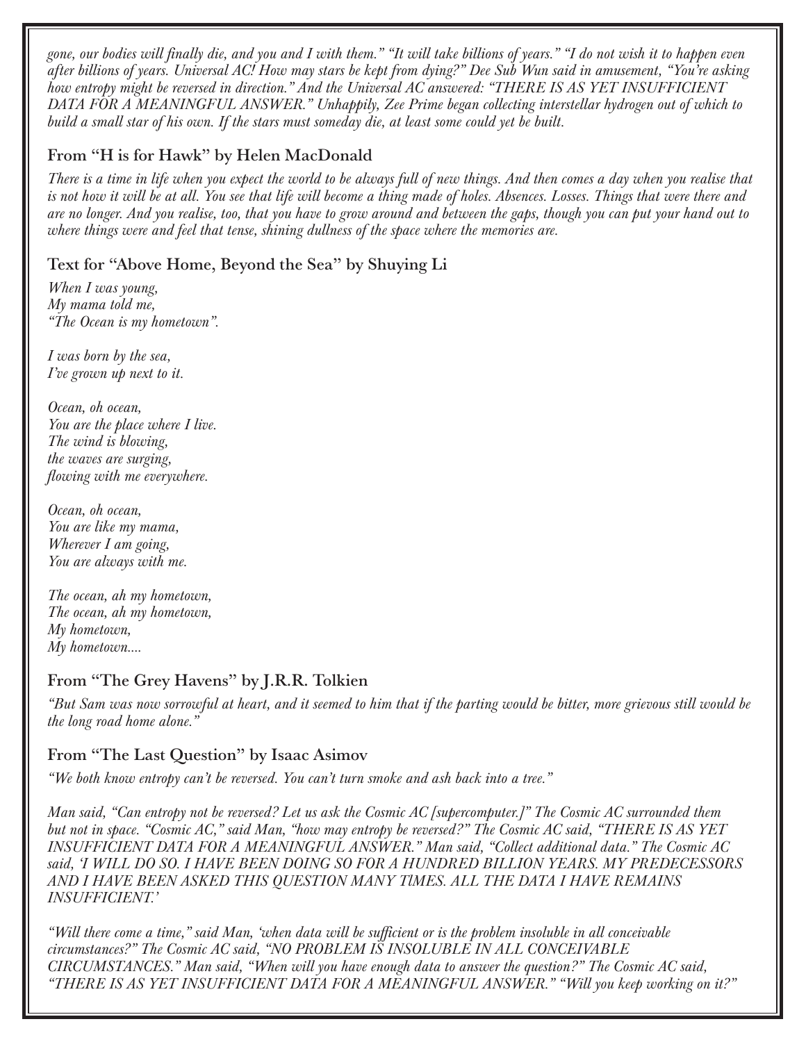*gone, our bodies will finally die, and you and I with them." "It will take billions of years." "I do not wish it to happen even after billions of years. Universal AC! How may stars be kept from dying?" Dee Sub Wun said in amusement, "You're asking how entropy might be reversed in direction." And the Universal AC answered: "THERE IS AS YET INSUFFICIENT DATA FOR A MEANINGFUL ANSWER." Unhappily, Zee Prime began collecting interstellar hydrogen out of which to build a small star of his own. If the stars must someday die, at least some could yet be built.*

### From "H is for Hawk" by Helen MacDonald

*There is a time in life when you expect the world to be always full of new things. And then comes a day when you realise that is not how it will be at all. You see that life will become a thing made of holes. Absences. Losses. Things that were there and are no longer. And you realise, too, that you have to grow around and between the gaps, though you can put your hand out to where things were and feel that tense, shining dullness of the space where the memories are.*

### Text for "Above Home, Beyond the Sea" by Shuying Li

*When I was young,*
*My mama told me,*
*"The Ocean is my hometown".*

*I was born by the sea,*
*I've grown up next to it.*

*Ocean, oh ocean,*
*You are the place where I live.*
*The wind is blowing,*
*the waves are surging,*
*flowing with me everywhere.*

*Ocean, oh ocean,*
*You are like my mama,*
*Wherever I am going,*
*You are always with me.*

*The ocean, ah my hometown,*
*The ocean, ah my hometown,*
*My hometown,*
*My hometown....*

### From "The Grey Havens" by J.R.R. Tolkien

*"But Sam was now sorrowful at heart, and it seemed to him that if the parting would be bitter, more grievous still would be the long road home alone."*

### From "The Last Question" by Isaac Asimov

*"We both know entropy can't be reversed. You can't turn smoke and ash back into a tree."*

*Man said, "Can entropy not be reversed? Let us ask the Cosmic AC [supercomputer.]" The Cosmic AC surrounded them but not in space. "Cosmic AC," said Man, "how may entropy be reversed?" The Cosmic AC said, "THERE IS AS YET INSUFFICIENT DATA FOR A MEANINGFUL ANSWER." Man said, "Collect additional data." The Cosmic AC said, 'I WILL DO SO. I HAVE BEEN DOING SO FOR A HUNDRED BILLION YEARS. MY PREDECESSORS AND I HAVE BEEN ASKED THIS QUESTION MANY TIMES. ALL THE DATA I HAVE REMAINS INSUFFICIENT.'*

*"Will there come a time," said Man, 'when data will be sufficient or is the problem insoluble in all conceivable circumstances?" The Cosmic AC said, "NO PROBLEM IS INSOLUBLE IN ALL CONCEIVABLE CIRCUMSTANCES." Man said, "When will you have enough data to answer the question?" The Cosmic AC said, "THERE IS AS YET INSUFFICIENT DATA FOR A MEANINGFUL ANSWER." "Will you keep working on it?"*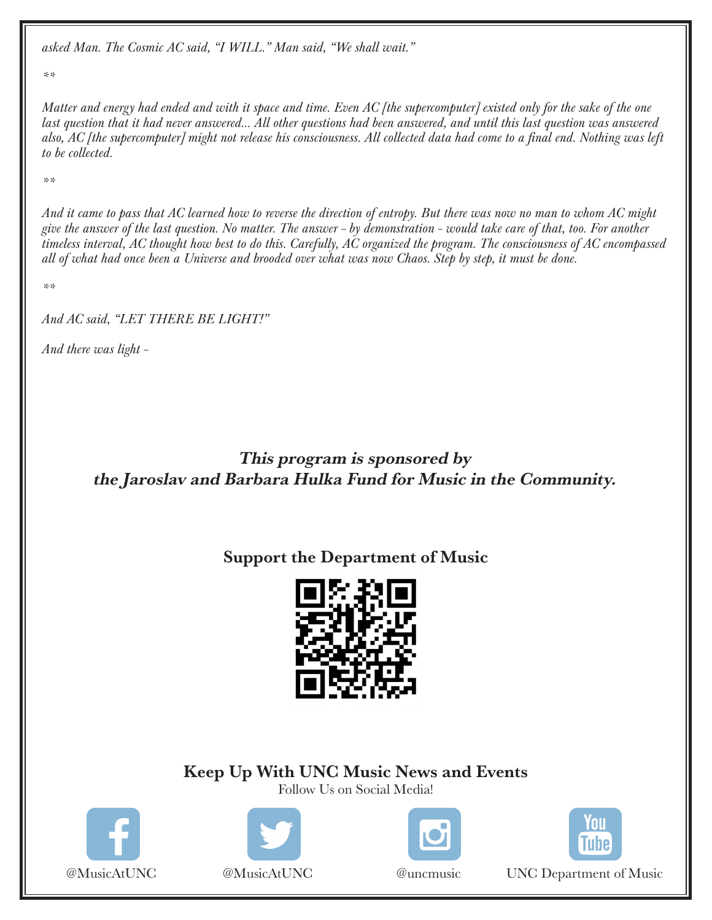*asked Man. The Cosmic AC said, "I WILL." Man said, "We shall wait."*

*\*\**

*Matter and energy had ended and with it space and time. Even AC [the supercomputer] existed only for the sake of the one last question that it had never answered... All other questions had been answered, and until this last question was answered also, AC [the supercomputer] might not release his consciousness. All collected data had come to a final end. Nothing was left to be collected.*

*\*\**

*And it came to pass that AC learned how to reverse the direction of entropy. But there was now no man to whom AC might give the answer of the last question. No matter. The answer - by demonstration - would take care of that, too. For another timeless interval, AC thought how best to do this. Carefully, AC organized the program. The consciousness of AC encompassed all of what had once been a Universe and brooded over what was now Chaos. Step by step, it must be done.*

*\*\**

*And AC said, "LET THERE BE LIGHT!"*

*And there was light -*

***This program is sponsored by***
***the Jaroslav and Barbara Hulka Fund for Music in the Community.***

**Support the Department of Music**

**Keep Up With UNC Music News and Events**

Follow Us on Social Media!

@MusicAtUNC @MusicAtUNC @uncmusic UNC Department of Music